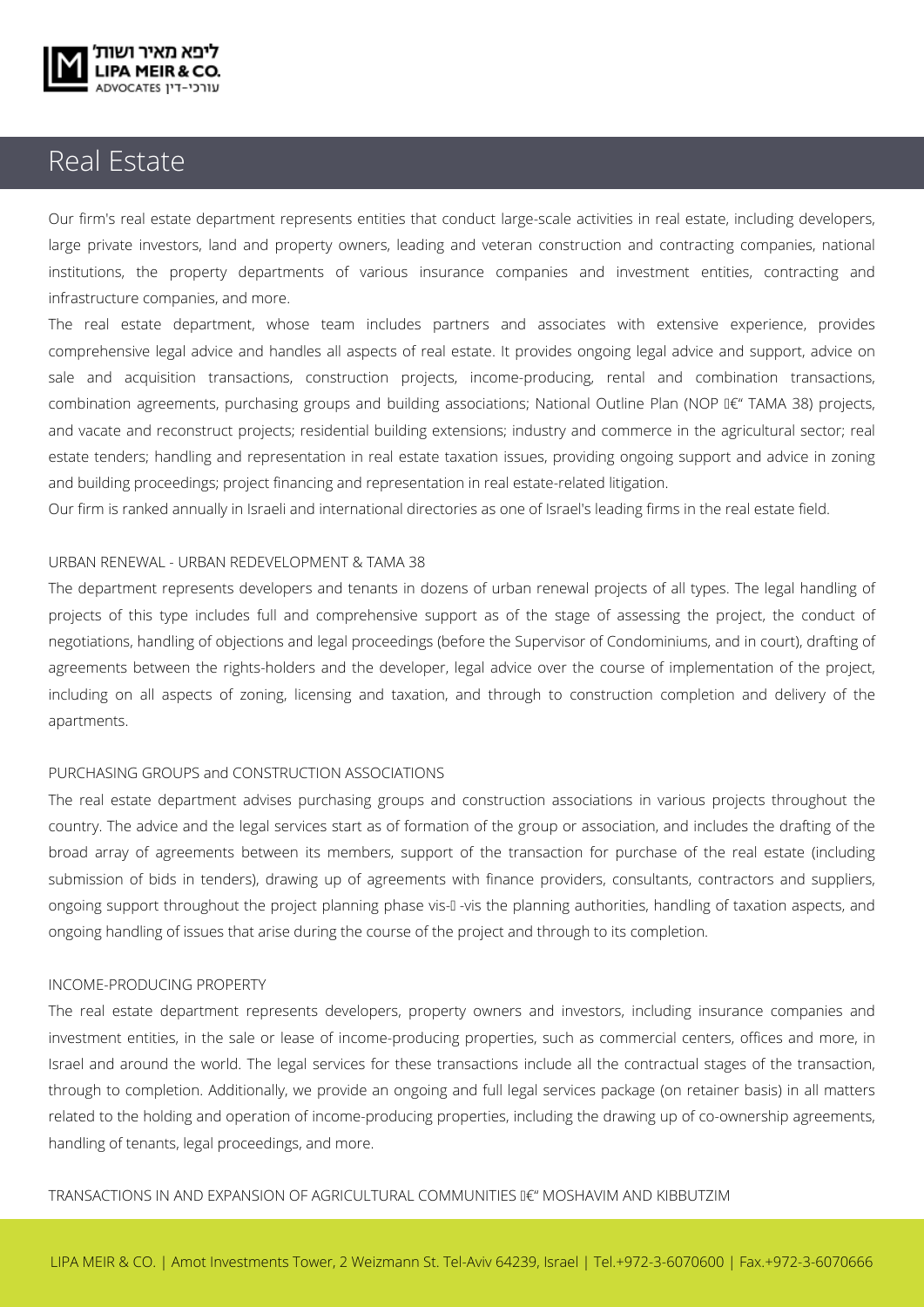# Real Estate

Our firm's real estate department represents entities that conduct large-scale activities in real estate, including developers, large private investors, land and property owners, leading and veteran construction and contracting companies, national institutions, the property departments of various insurance companies and investment entities, contracting and infrastructure companies, and more.

The real estate department, whose team includes partners and associates with extensive experience, provides comprehensive legal advice and handles all aspects of real estate. It provides ongoing legal advice and support, advice on sale and acquisition transactions, construction projects, income-producing, rental and combination transactions, combination agreements, purchasing groups and building associations; National Outline Plan (NOP â€" TAMA 38) projects, and vacate and reconstruct projects; residential building extensions; industry and commerce in the agricultural sector; real estate tenders; handling and representation in real estate taxation issues, providing ongoing support and advice in zoning and building proceedings; project financing and representation in real estate-related litigation.

Our firm is ranked annually in Israeli and international directories as one of Israel's leading firms in the real estate field.

## URBAN RENEWAL - URBAN REDEVELOPMENT & TAMA 38

The department represents developers and tenants in dozens of urban renewal projects of all types. The legal handling of projects of this type includes full and comprehensive support as of the stage of assessing the project, the conduct of negotiations, handling of objections and legal proceedings (before the Supervisor of Condominiums, and in court), drafting of agreements between the rights-holders and the developer, legal advice over the course of implementation of the project, including on all aspects of zoning, licensing and taxation, and through to construction completion and delivery of the apartments.

## PURCHASING GROUPS and CONSTRUCTION ASSOCIATIONS

The real estate department advises purchasing groups and construction associations in various projects throughout the country. The advice and the legal services start as of formation of the group or association, and includes the drafting of the broad array of agreements between its members, support of the transaction for purchase of the real estate (including submission of bids in tenders), drawing up of agreements with finance providers, consultants, contractors and suppliers, ongoing support throughout the project planning phase vis-à-vis the planning authorities, handling of taxation aspects, and ongoing handling of issues that arise during the course of the project and through to its completion.

## INCOME-PRODUCING PROPERTY

The real estate department represents developers, property owners and investors, including insurance companies and investment entities, in the sale or lease of income-producing properties, such as commercial centers, offices and more, in Israel and around the world. The legal services for these transactions include all the contractual stages of the transaction, through to completion. Additionally, we provide an ongoing and full legal services package (on retainer basis) in all matters related to the holding and operation of income-producing properties, including the drawing up of co-ownership agreements, handling of tenants, legal proceedings, and more.

## TRANSACTIONS IN AND EXPANSION OF AGRICULTURAL COMMUNITIES â€" MOSHAVIM AND KIBBUTZIM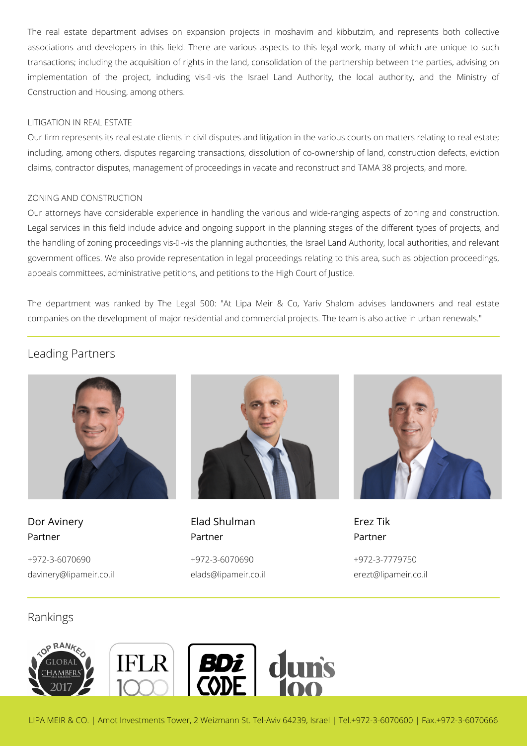The real estate department advises on expansion projects in moshavim and kibbutzim, and represents both collective associations and developers in this field. There are various aspects to this legal work, many of which are unique to such transactions; including the acquisition of rights in the land, consolidation of the partnership between the parties, advising on implementation of the project, including vis-à-vis the Israel Land Authority, the local authority, and the Ministry of Construction and Housing, among others.

### LITIGATION IN REAL ESTATE

Our firm represents its real estate clients in civil disputes and litigation in the various courts on matters relating to real estate; including, among others, disputes regarding transactions, dissolution of co-ownership of land, construction defects, eviction claims, contractor disputes, management of proceedings in vacate and reconstruct and TAMA 38 projects, and more.

### ZONING AND CONSTRUCTION

Our attorneys have considerable experience in handling the various and wide-ranging aspects of zoning and construction. Legal services in this field include advice and ongoing support in the planning stages of the different types of projects, and the handling of zoning proceedings vis-à-vis the planning authorities, the Israel Land Authority, local authorities, and relevant government offices. We also provide representation in legal proceedings relating to this area, such as objection proceedings, appeals committees, administrative petitions, and petitions to the High Court of Justice.

The department was ranked by The Legal 500: "At Lipa Meir & Co, Yariv Shalom advises landowners and real estate companies on the development of major residential and commercial projects. The team is also active in urban renewals."

## Leading Partners

**Dor Avinery**
Partner
+972-3-6070690
davinery@lipameir.co.il

**Elad Shulman**
Partner
+972-3-6070690
elads@lipameir.co.il

**Erez Tik**
Partner
+972-3-7779750
erezt@lipameir.co.il

## Rankings

TOP RANKED GLOBAL CHAMBERS AND PARTNERS 2017

IFLR 1000

BDi CODE

dun's 100

LIPA MEIR & CO. | Amot Investments Tower, 2 Weizmann St. Tel-Aviv 64239, Israel | Tel.+972-3-6070600 | Fax.+972-3-6070666